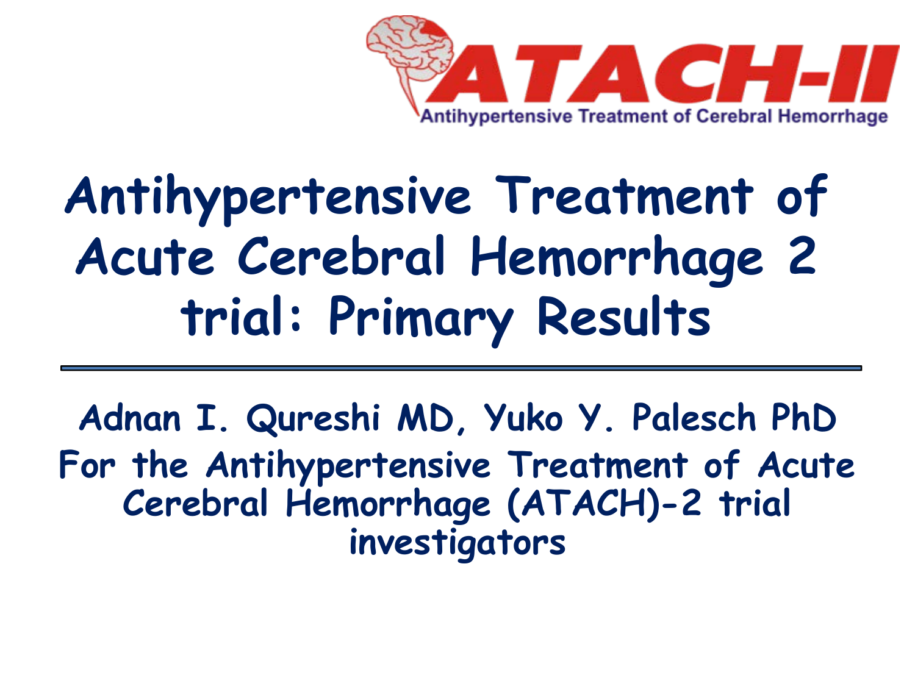ATACH-II

Antihypertensive Treatment of Cerebral Hemorrhage

# Antihypertensive Treatment of Acute Cerebral Hemorrhage 2 trial: Primary Results

---

Adnan I. Qureshi MD, Yuko Y. Palesch PhD

For the Antihypertensive Treatment of Acute Cerebral Hemorrhage (ATACH)-2 trial investigators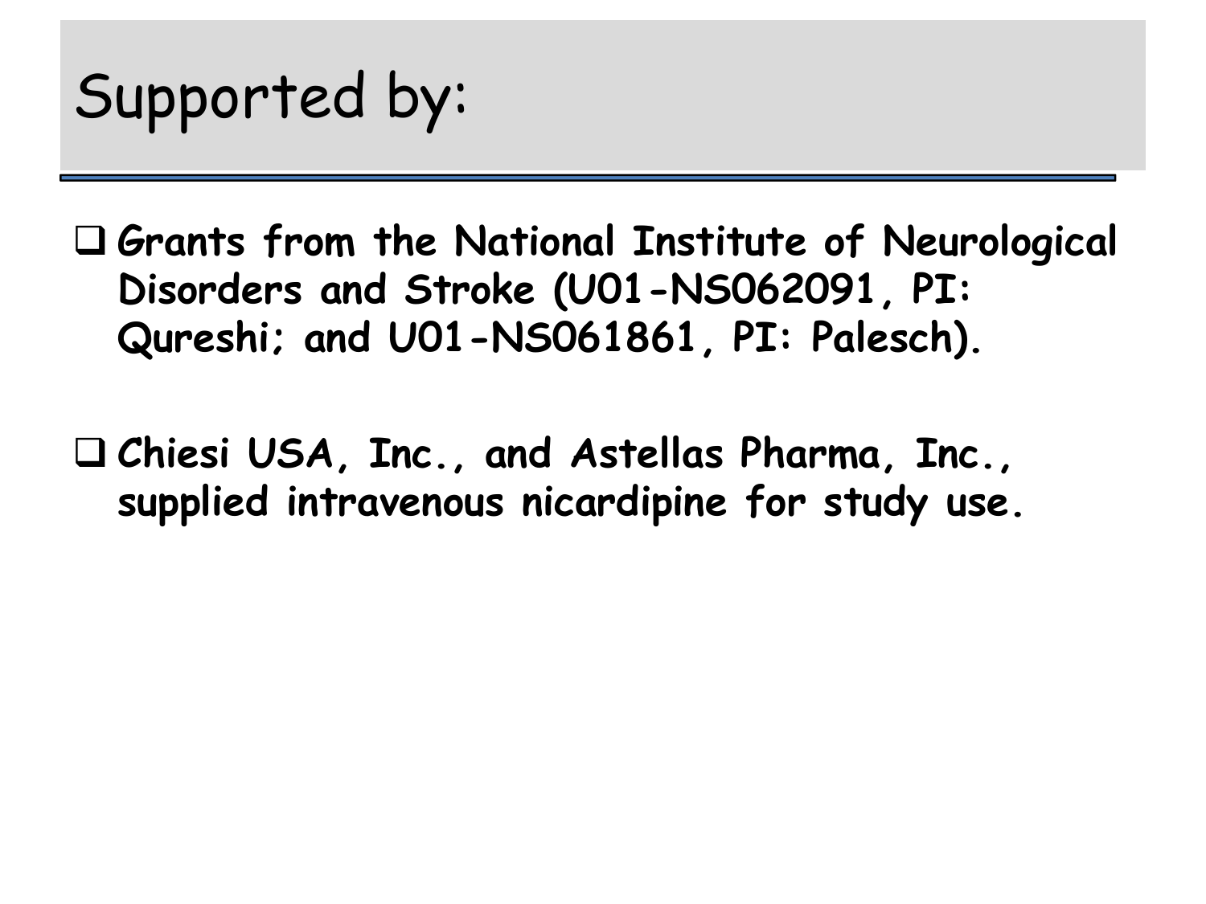# Supported by:

- **Grants from the National Institute of Neurological Disorders and Stroke (U01-NS062091, PI: Qureshi; and U01-NS061861, PI: Palesch).**

- **Chiesi USA, Inc., and Astellas Pharma, Inc., supplied intravenous nicardipine for study use.**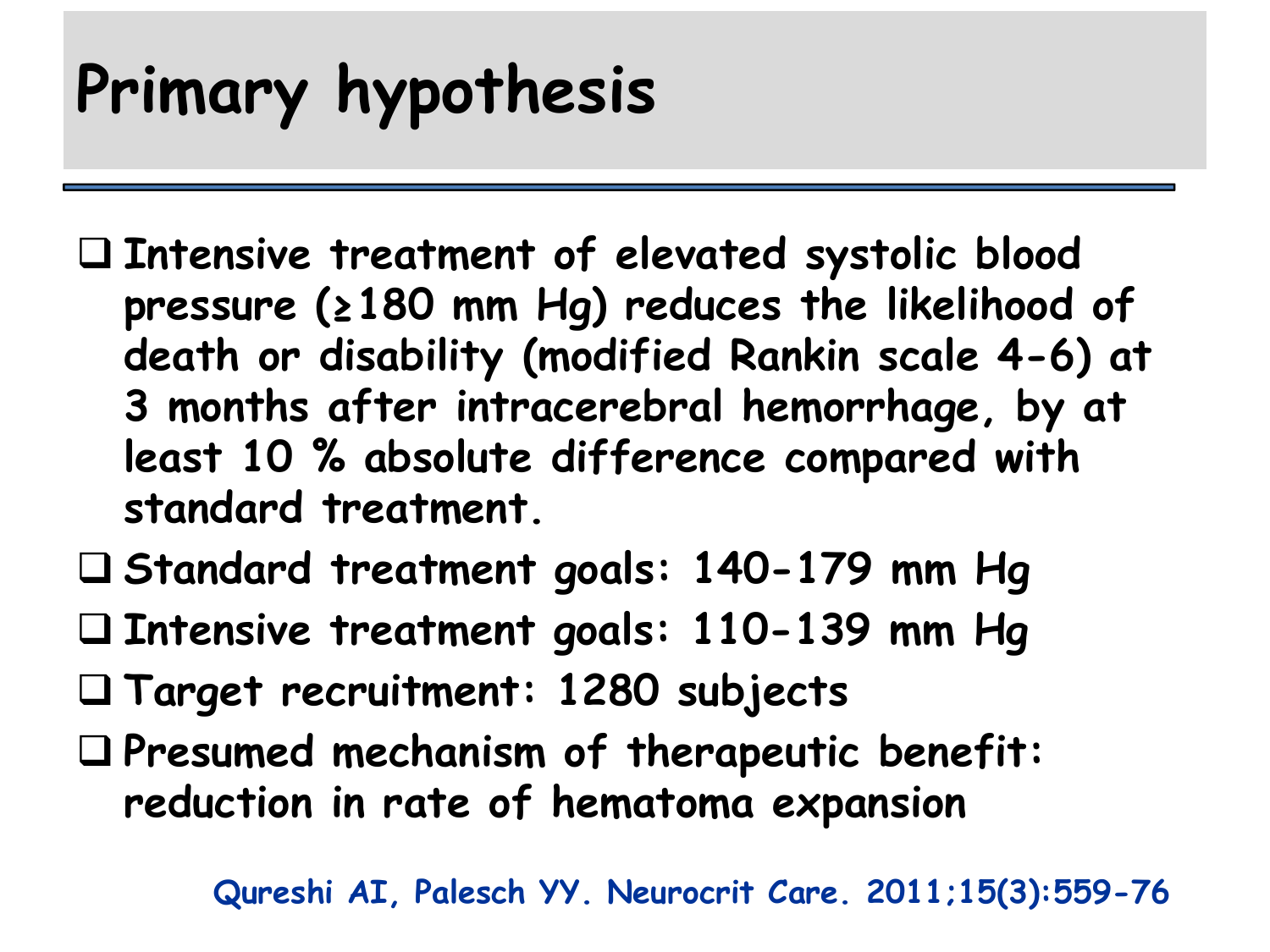# Primary hypothesis

- Intensive treatment of elevated systolic blood pressure (≥180 mm Hg) reduces the likelihood of death or disability (modified Rankin scale 4-6) at 3 months after intracerebral hemorrhage, by at least 10 % absolute difference compared with standard treatment.
- Standard treatment goals: 140-179 mm Hg
- Intensive treatment goals: 110-139 mm Hg
- Target recruitment: 1280 subjects
- Presumed mechanism of therapeutic benefit: reduction in rate of hematoma expansion

Qureshi AI, Palesch YY. Neurocrit Care. 2011;15(3):559-76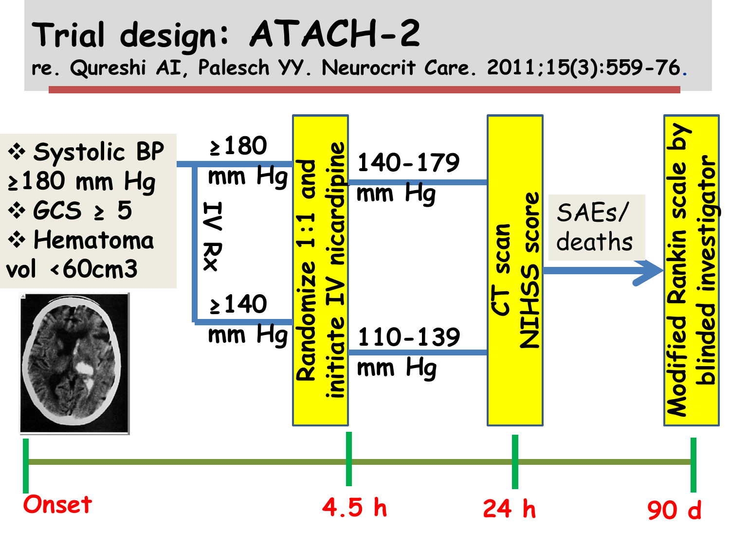# Trial design: ATACH-2

re. Qureshi AI, Palesch YY. Neurocrit Care. 2011;15(3):559-76.

- Systolic BP ≥180 mm Hg
- GCS ≥ 5
- Hematoma vol <60cm3

≥180 mm Hg

IV Rx

≥140 mm Hg

Randomize 1:1 and initiate IV nicardipine

140-179 mm Hg

110-139 mm Hg

CT scan NIHSS score

SAEs/ deaths

Modified Rankin scale by blinded investigator

Onset — 4.5 h — 24 h — 90 d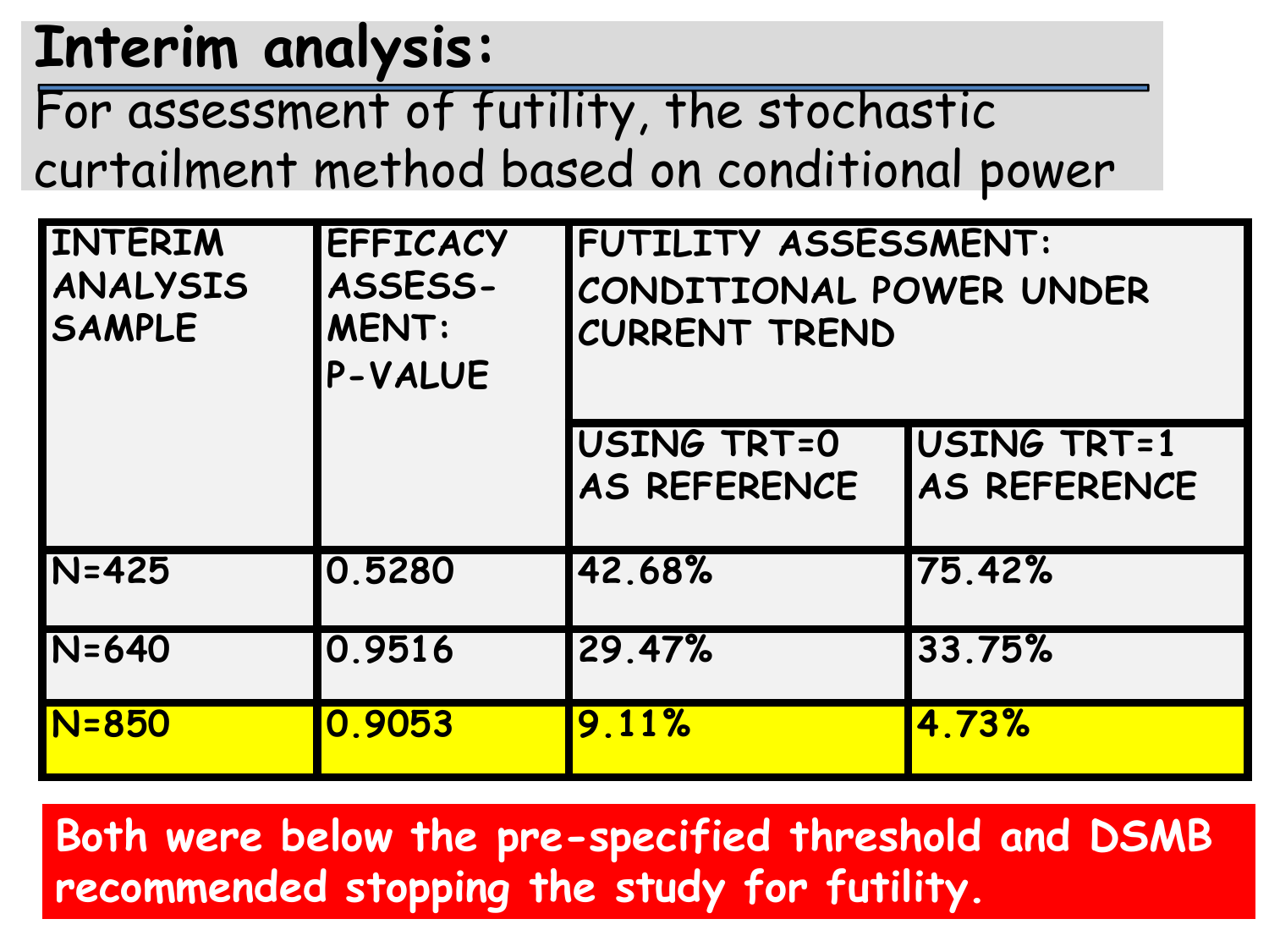## Interim analysis:

For assessment of futility, the stochastic curtailment method based on conditional power

| INTERIM ANALYSIS SAMPLE | EFFICACY ASSESSMENT: P-VALUE | FUTILITY ASSESSMENT: CONDITIONAL POWER UNDER CURRENT TREND | |
|---|---|---|---|
| | | USING TRT=0 AS REFERENCE | USING TRT=1 AS REFERENCE |
| N=425 | 0.5280 | 42.68% | 75.42% |
| N=640 | 0.9516 | 29.47% | 33.75% |
| N=850 | 0.9053 | 9.11% | 4.73% |

**Both were below the pre-specified threshold and DSMB recommended stopping the study for futility.**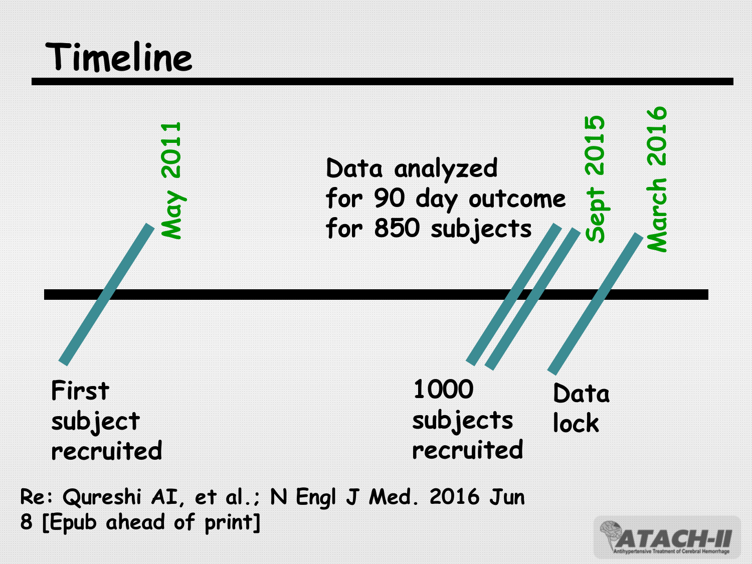# Timeline

- **May 2011** — First subject recruited
- **Sept 2015** — Data analyzed for 90 day outcome for 850 subjects; 1000 subjects recruited
- **March 2016** — Data lock

Re: Qureshi AI, et al.; N Engl J Med. 2016 Jun 8 [Epub ahead of print]

ATACH-II
Antihypertensive Treatment of Cerebral Hemorrhage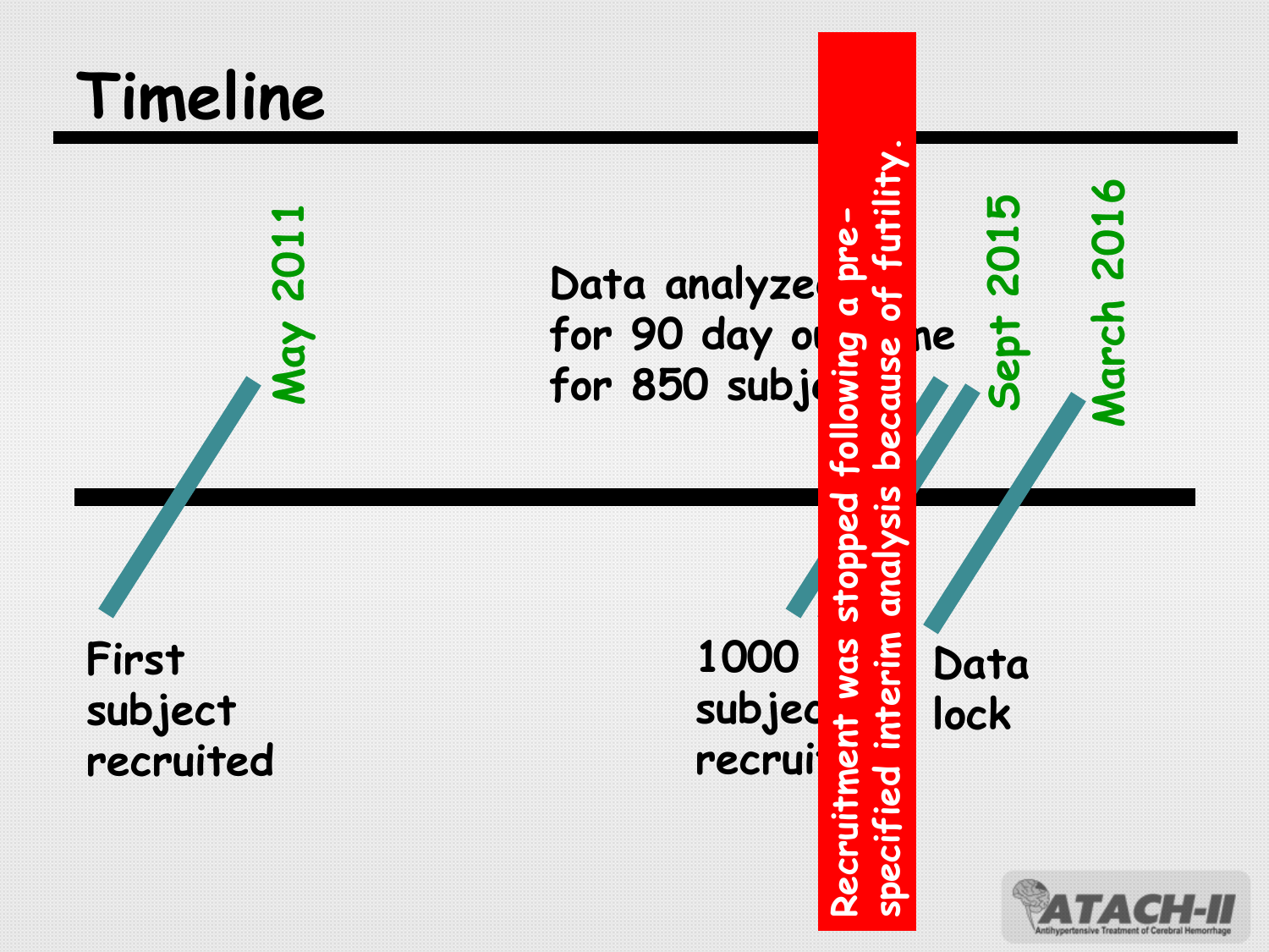# Timeline

**May 2011** — First subject recruited

**Sept 2015** — 1000 subjec[ts] recrui[ted]

Data analyze[d] for 90 day o[utco]me for 850 subj[ects]

**March 2016** — Data lock

Recruitment was stopped following a pre-specified interim analysis because of futility.

ATACH-II
Antihypertensive Treatment of Cerebral Hemorrhage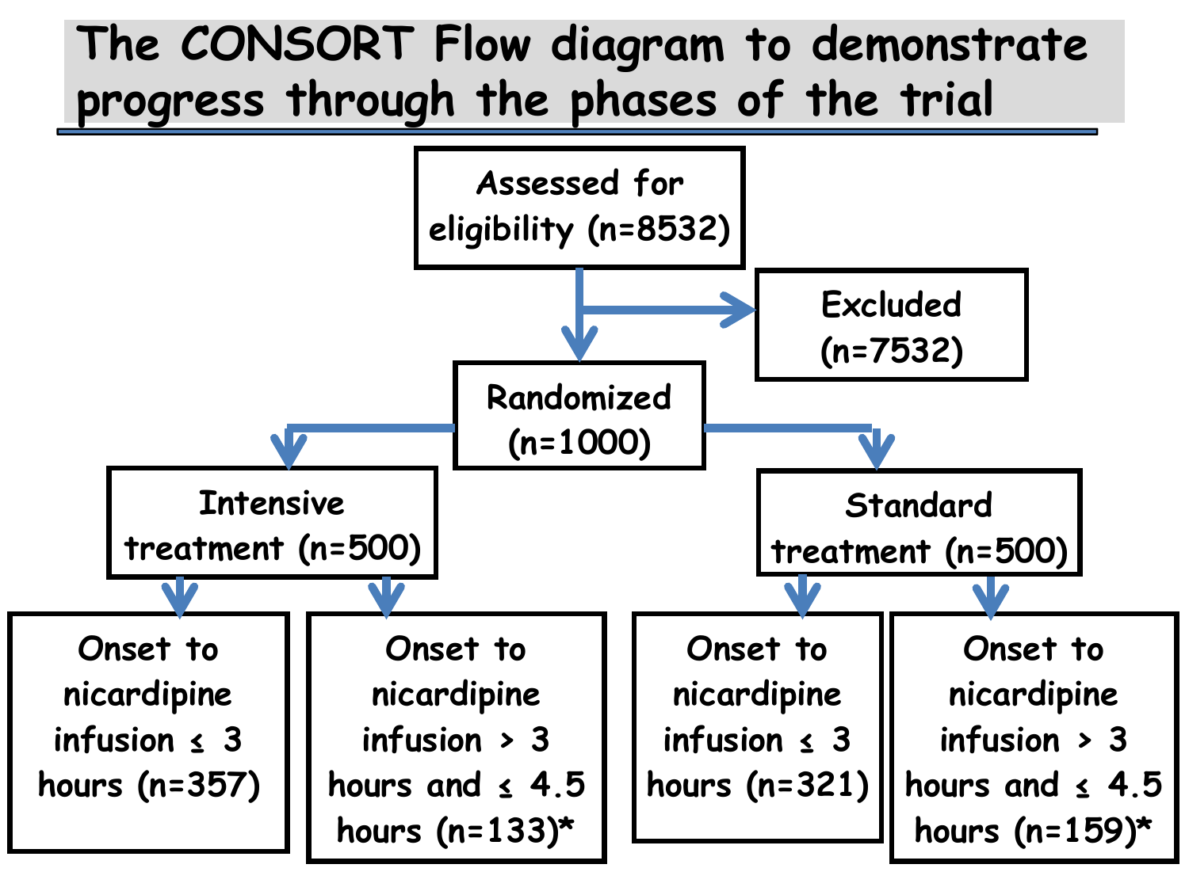# The CONSORT Flow diagram to demonstrate progress through the phases of the trial

- Assessed for eligibility (n=8532)
  - Excluded (n=7532)
  - Randomized (n=1000)
    - Intensive treatment (n=500)
      - Onset to nicardipine infusion ≤ 3 hours (n=357)
      - Onset to nicardipine infusion > 3 hours and ≤ 4.5 hours (n=133)*
    - Standard treatment (n=500)
      - Onset to nicardipine infusion ≤ 3 hours (n=321)
      - Onset to nicardipine infusion > 3 hours and ≤ 4.5 hours (n=159)*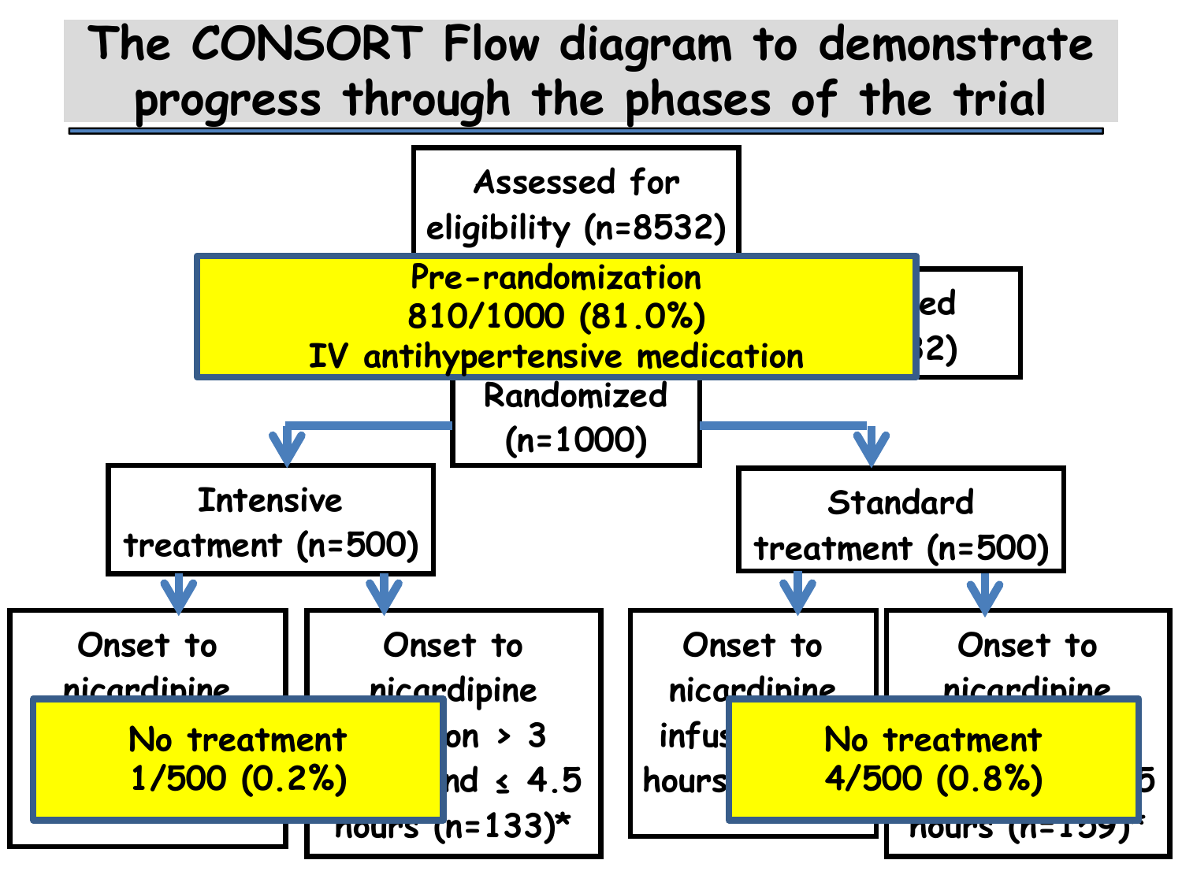# The CONSORT Flow diagram to demonstrate progress through the phases of the trial

Assessed for eligibility (n=8532)

ed

2)

**Pre-randomization**
**810/1000 (81.0%)**
**IV antihypertensive medication**

Randomized (n=1000)

Intensive treatment (n=500)

Standard treatment (n=500)

Onset to nicardipine

**No treatment**
**1/500 (0.2%)**

Onset to nicardipine on > 3 nd ≤ 4.5 hours (n=133)*

Onset to nicardipine infus hours

**No treatment**
**4/500 (0.8%)**

Onset to nicardipine 5 hours (n=159)*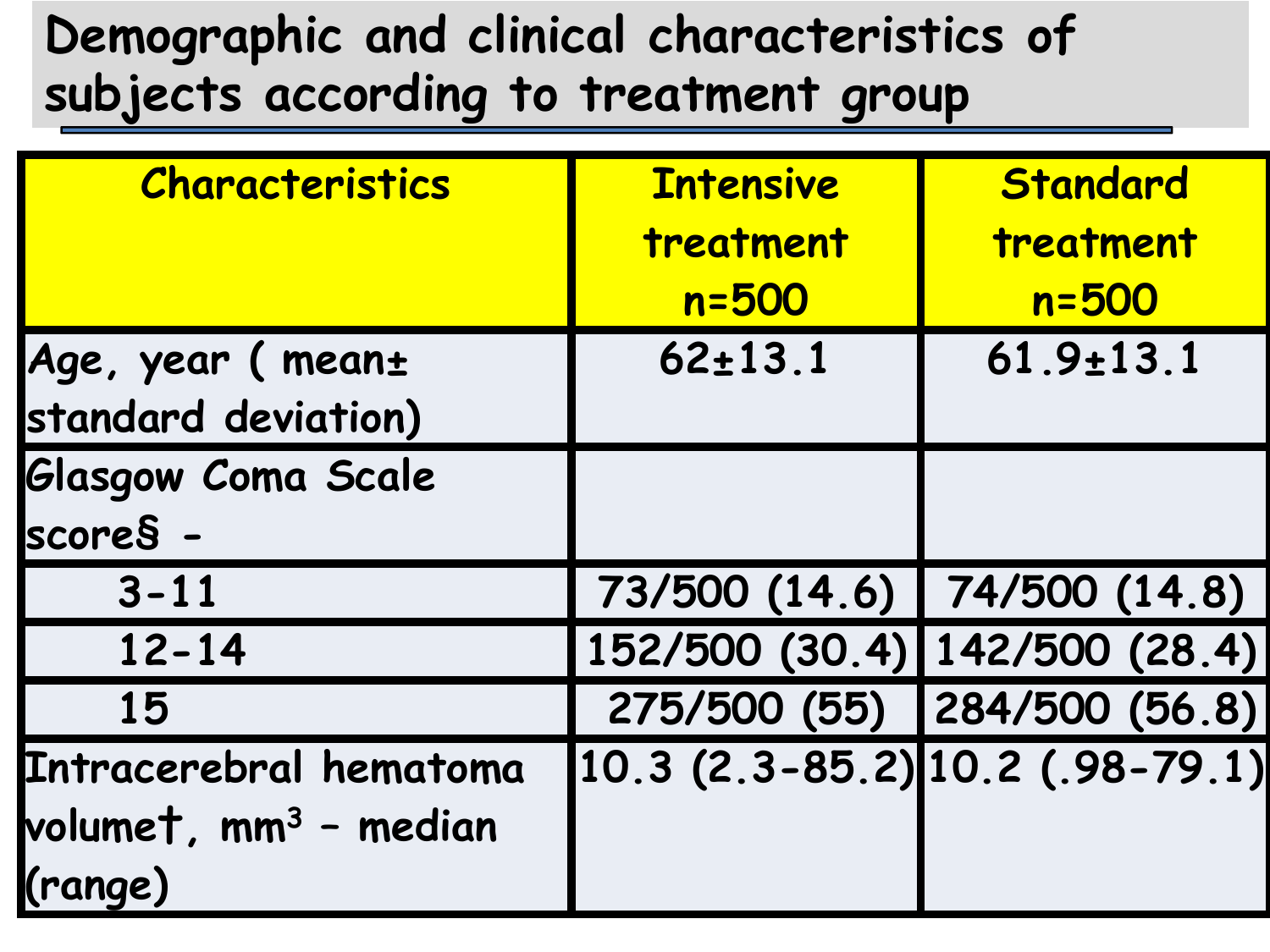# Demographic and clinical characteristics of subjects according to treatment group

| Characteristics | Intensive treatment n=500 | Standard treatment n=500 |
|---|---|---|
| Age, year ( mean± standard deviation) | 62±13.1 | 61.9±13.1 |
| Glasgow Coma Scale score§ - | | |
| 3-11 | 73/500 (14.6) | 74/500 (14.8) |
| 12-14 | 152/500 (30.4) | 142/500 (28.4) |
| 15 | 275/500 (55) | 284/500 (56.8) |
| Intracerebral hematoma volume†, $mm^3$ – median (range) | 10.3 (2.3-85.2) | 10.2 (.98-79.1) |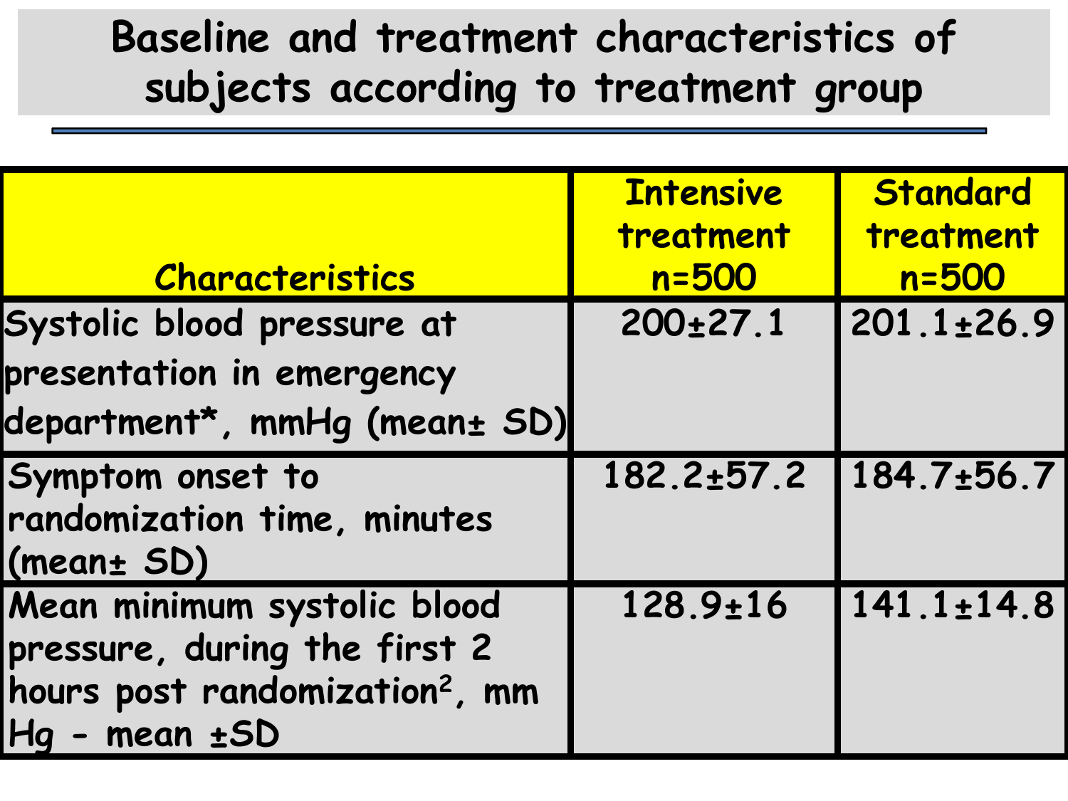# Baseline and treatment characteristics of subjects according to treatment group

| Characteristics | Intensive treatment n=500 | Standard treatment n=500 |
|---|---|---|
| Systolic blood pressure at presentation in emergency department*, mmHg (mean± SD) | 200±27.1 | 201.1±26.9 |
| Symptom onset to randomization time, minutes (mean± SD) | 182.2±57.2 | 184.7±56.7 |
| Mean minimum systolic blood pressure, during the first 2 hours post randomization[2], mm Hg - mean ±SD | 128.9±16 | 141.1±14.8 |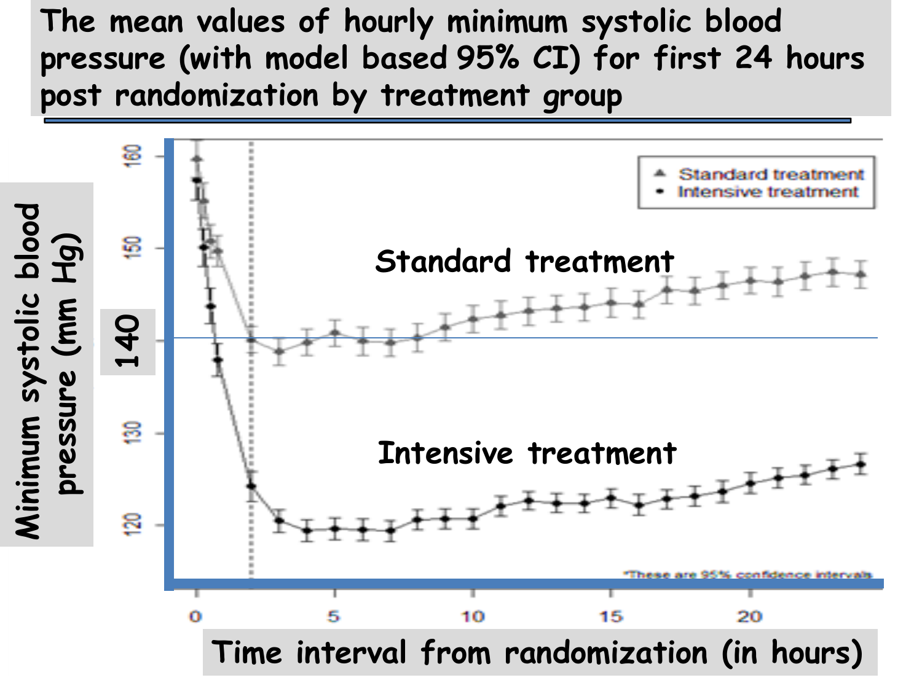# The mean values of hourly minimum systolic blood pressure (with model based 95% CI) for first 24 hours post randomization by treatment group

Minimum systolic blood pressure (mm Hg)

140

Standard treatment

Intensive treatment

▲ Standard treatment
• Intensive treatment

*These are 95% confidence intervals

Time interval from randomization (in hours)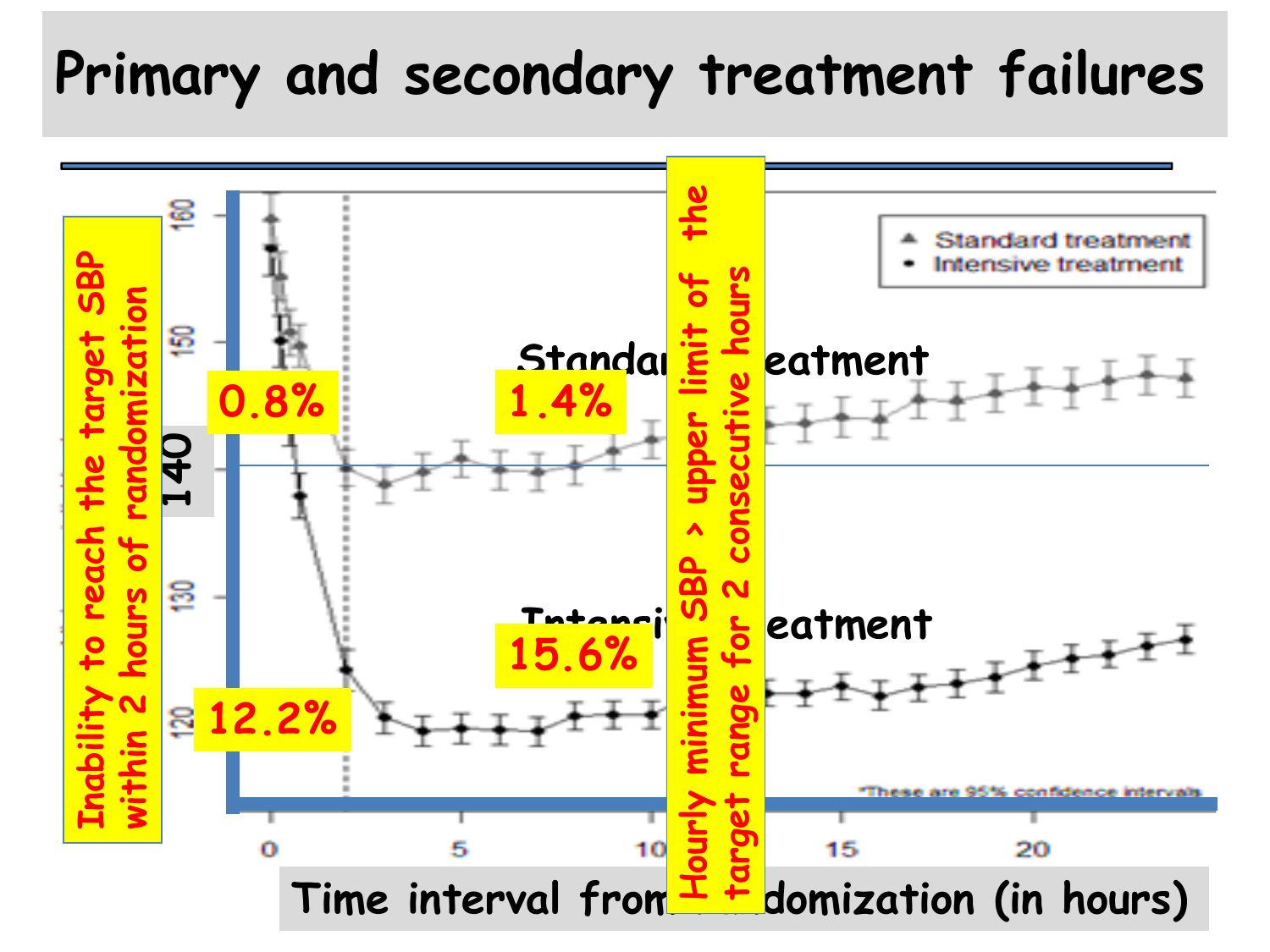# Primary and secondary treatment failures

Inability to reach the target SBP within 2 hours of randomization

Hourly minimum SBP > upper limit of the target range for 2 consecutive hours

▲ Standard treatment
• Intensive treatment

Standard treatment

Intensive treatment

0.8%

1.4%

12.2%

15.6%

140

160

150

130

120

0

5

10

15

20

Time interval from randomization (in hours)

*These are 95% confidence intervals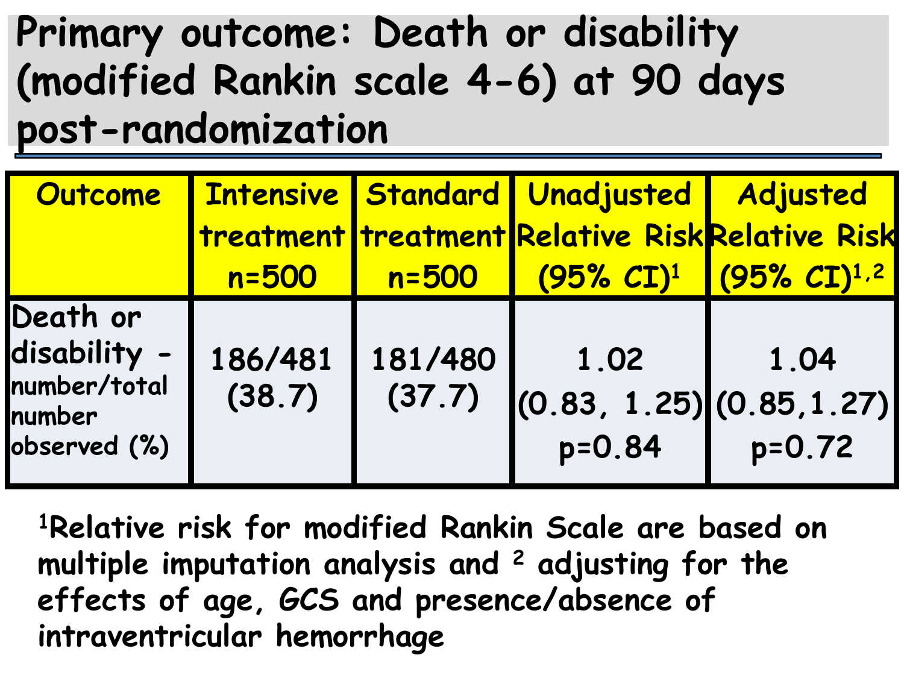# Primary outcome: Death or disability (modified Rankin scale 4-6) at 90 days post-randomization

| Outcome | Intensive treatment n=500 | Standard treatment n=500 | Unadjusted Relative Risk (95% CI)[1] | Adjusted Relative Risk (95% CI)[1,2] |
|---|---|---|---|---|
| Death or disability - number/total number observed (%) | 186/481 (38.7) | 181/480 (37.7) | 1.02 (0.83, 1.25) p=0.84 | 1.04 (0.85,1.27) p=0.72 |

[1]Relative risk for modified Rankin Scale are based on multiple imputation analysis and [2] adjusting for the effects of age, GCS and presence/absence of intraventricular hemorrhage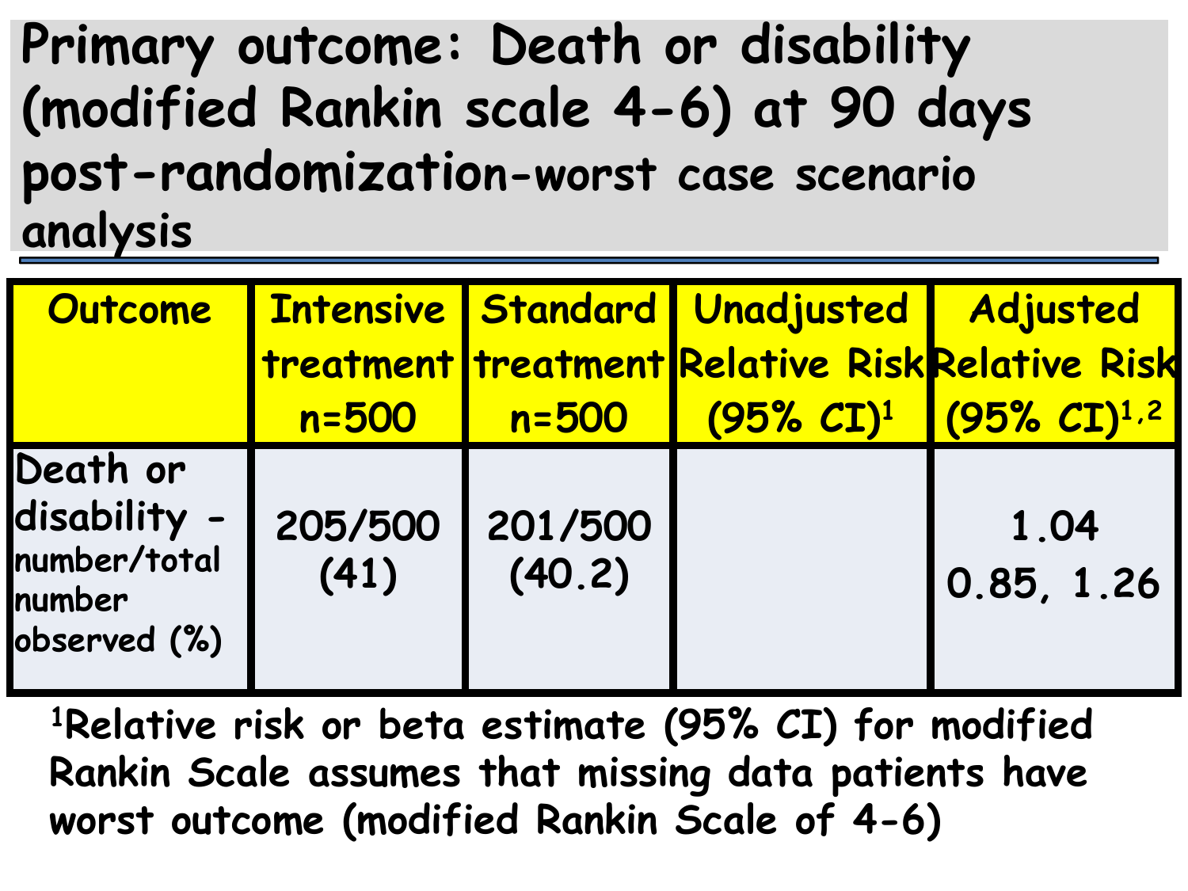# Primary outcome: Death or disability (modified Rankin scale 4-6) at 90 days post-randomization-worst case scenario analysis

| Outcome | Intensive treatment n=500 | Standard treatment n=500 | Unadjusted Relative Risk (95% CI)[1] | Adjusted Relative Risk (95% CI)[1,2] |
|---|---|---|---|---|
| Death or disability - number/total number observed (%) | 205/500 (41) | 201/500 (40.2) | | 1.04 0.85, 1.26 |

[1]Relative risk or beta estimate (95% CI) for modified Rankin Scale assumes that missing data patients have worst outcome (modified Rankin Scale of 4-6)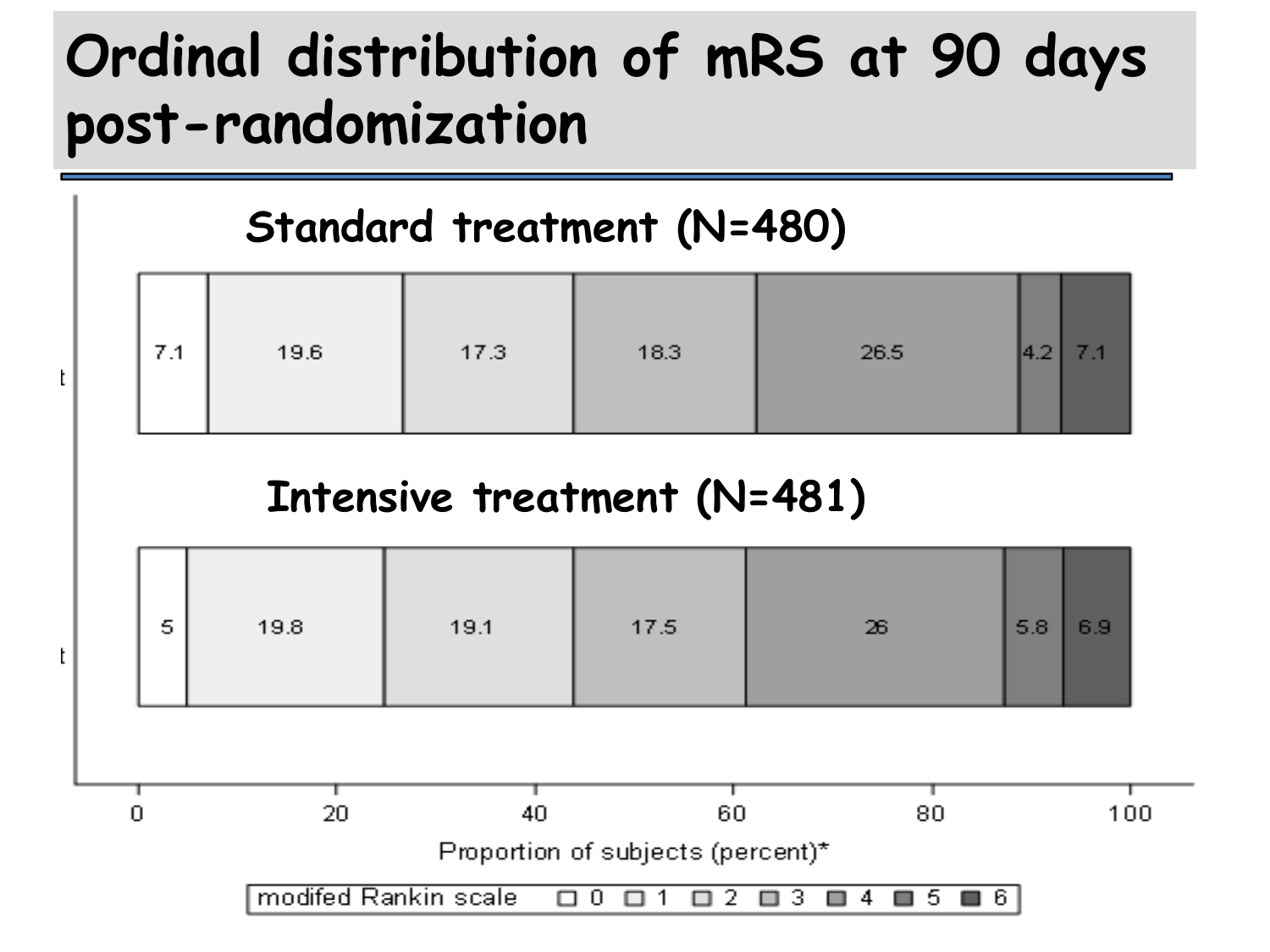# Ordinal distribution of mRS at 90 days post-randomization

**Standard treatment (N=480)**

| modifed Rankin scale | 0 | 1 | 2 | 3 | 4 | 5 | 6 |
|---|---|---|---|---|---|---|---|
| Standard treatment (N=480) | 7.1 | 19.6 | 17.3 | 18.3 | 26.5 | 4.2 | 7.1 |
| Intensive treatment (N=481) | 5 | 19.8 | 19.1 | 17.5 | 26 | 5.8 | 6.9 |

**Intensive treatment (N=481)**

Proportion of subjects (percent)*

modifed Rankin scale □ 0 □ 1 □ 2 □ 3 □ 4 ■ 5 ■ 6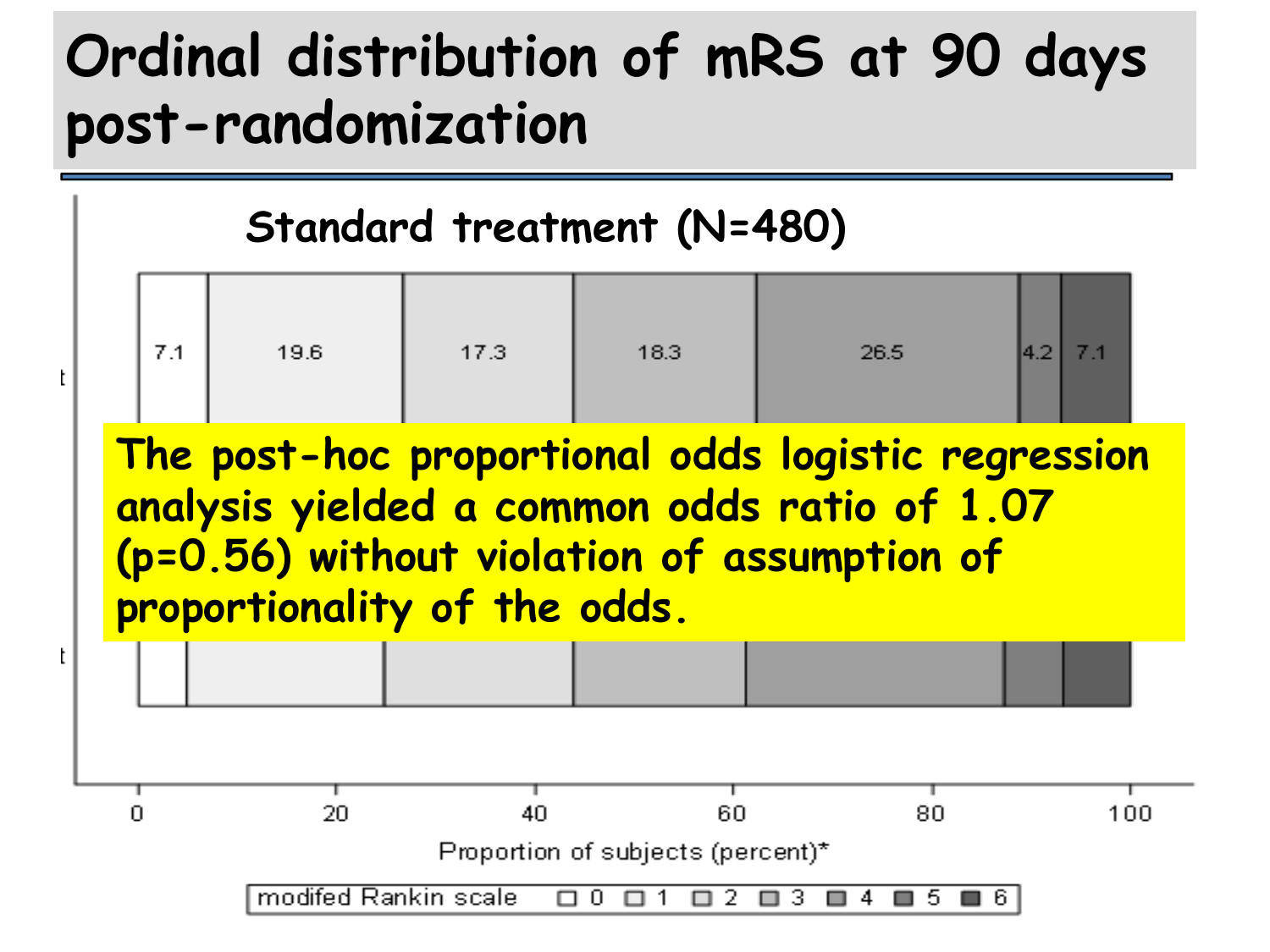# Ordinal distribution of mRS at 90 days post-randomization

**Standard treatment (N=480)**

| mRS 0 | mRS 1 | mRS 2 | mRS 3 | mRS 4 | mRS 5 | mRS 6 |
|---|---|---|---|---|---|---|
| 7.1 | 19.6 | 17.3 | 18.3 | 26.5 | 4.2 | 7.1 |

**The post-hoc proportional odds logistic regression analysis yielded a common odds ratio of 1.07 (p=0.56) without violation of assumption of proportionality of the odds.**

Proportion of subjects (percent)*

modifed Rankin scale: 0, 1, 2, 3, 4, 5, 6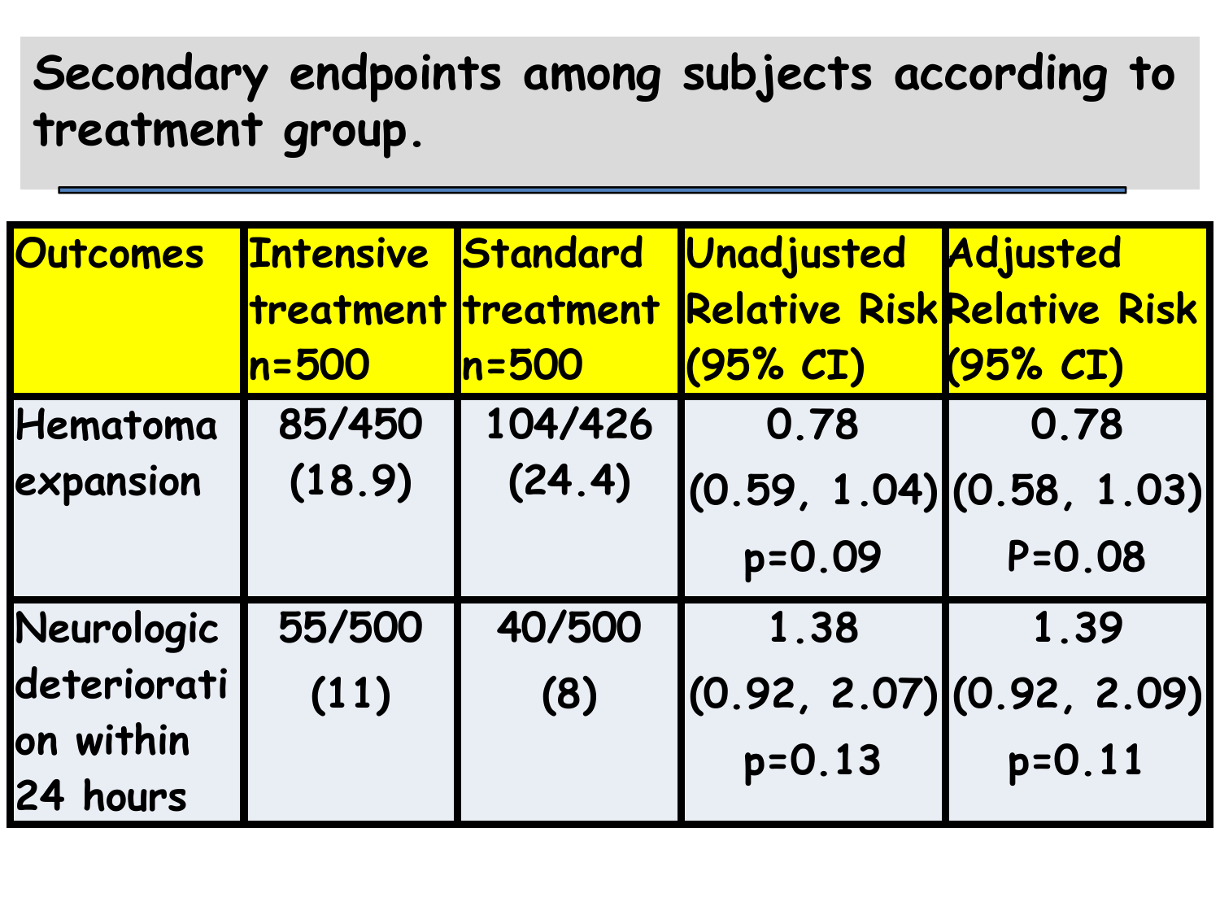## Secondary endpoints among subjects according to treatment group.

| Outcomes | Intensive treatment n=500 | Standard treatment n=500 | Unadjusted Relative Risk (95% CI) | Adjusted Relative Risk (95% CI) |
|---|---|---|---|---|
| Hematoma expansion | 85/450 (18.9) | 104/426 (24.4) | 0.78 (0.59, 1.04) p=0.09 | 0.78 (0.58, 1.03) P=0.08 |
| Neurologic deterioration within 24 hours | 55/500 (11) | 40/500 (8) | 1.38 (0.92, 2.07) p=0.13 | 1.39 (0.92, 2.09) p=0.11 |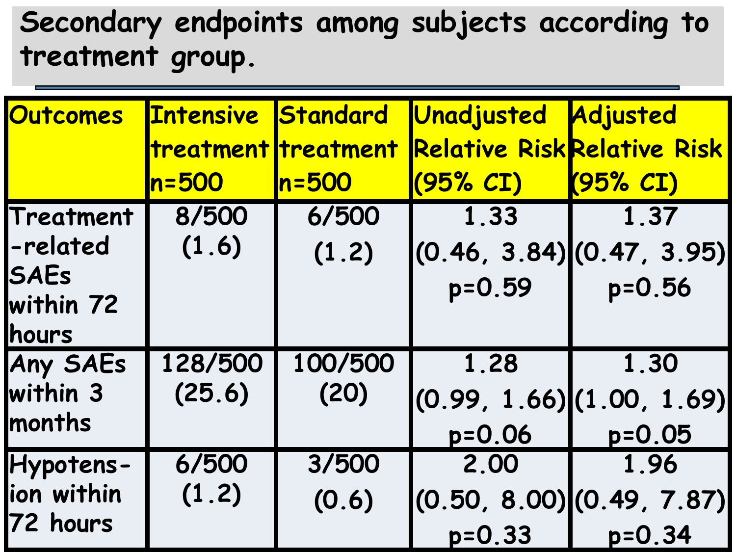# Secondary endpoints among subjects according to treatment group.

| Outcomes | Intensive treatment n=500 | Standard treatment n=500 | Unadjusted Relative Risk (95% CI) | Adjusted Relative Risk (95% CI) |
|---|---|---|---|---|
| Treatment-related SAEs within 72 hours | 8/500 (1.6) | 6/500 (1.2) | 1.33 (0.46, 3.84) p=0.59 | 1.37 (0.47, 3.95) p=0.56 |
| Any SAEs within 3 months | 128/500 (25.6) | 100/500 (20) | 1.28 (0.99, 1.66) p=0.06 | 1.30 (1.00, 1.69) p=0.05 |
| Hypotension within 72 hours | 6/500 (1.2) | 3/500 (0.6) | 2.00 (0.50, 8.00) p=0.33 | 1.96 (0.49, 7.87) p=0.34 |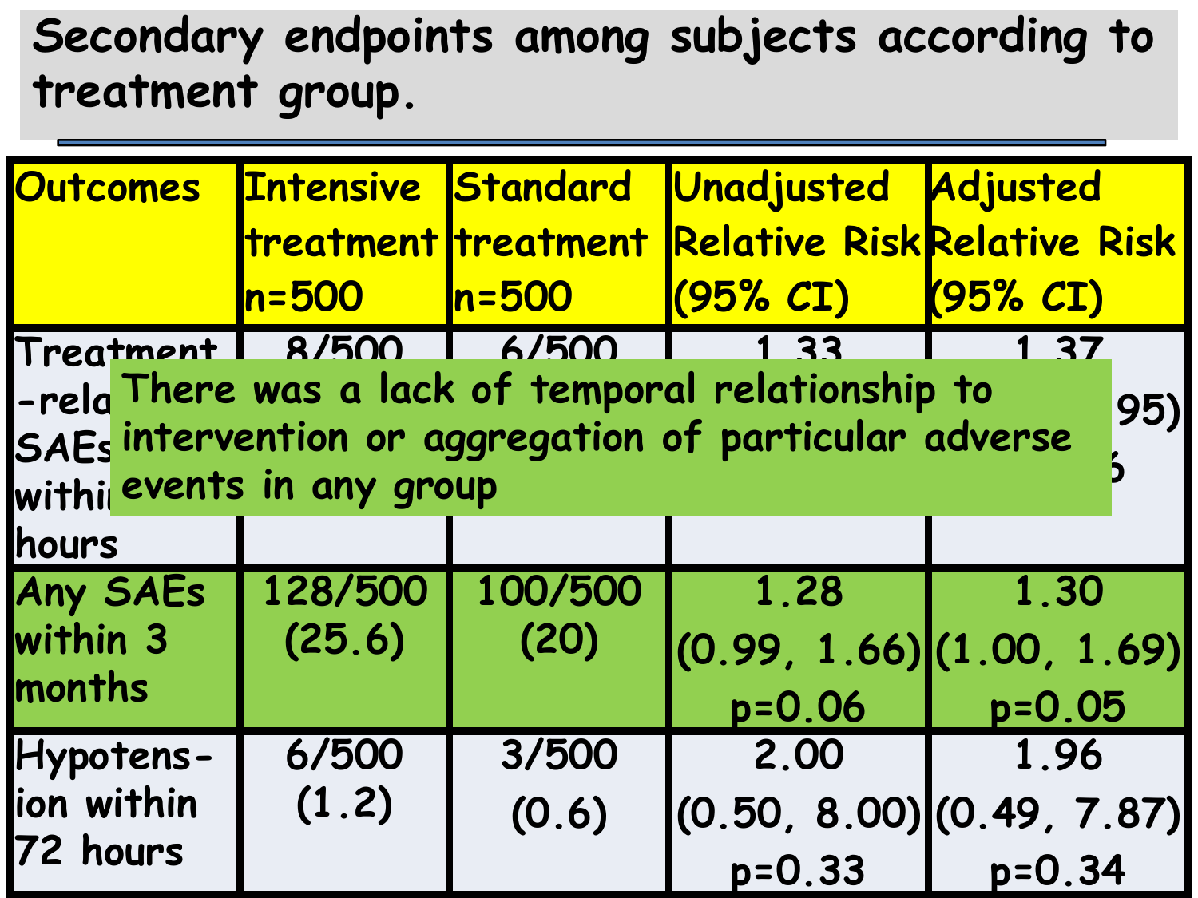## Secondary endpoints among subjects according to treatment group.

| Outcomes | Intensive treatment n=500 | Standard treatment n=500 | Unadjusted Relative Risk (95% CI) | Adjusted Relative Risk (95% CI) |
|---|---|---|---|---|
| Treatment-rela... SAEs within ... hours | 8/500 | 6/500 | 1.33 | 1.37 ... 95) ...6 |
| Any SAEs within 3 months | 128/500 (25.6) | 100/500 (20) | 1.28 (0.99, 1.66) $p=0.06$ | 1.30 (1.00, 1.69) $p=0.05$ |
| Hypotension within 72 hours | 6/500 (1.2) | 3/500 (0.6) | 2.00 (0.50, 8.00) $p=0.33$ | 1.96 (0.49, 7.87) $p=0.34$ |

There was a lack of temporal relationship to intervention or aggregation of particular adverse events in any group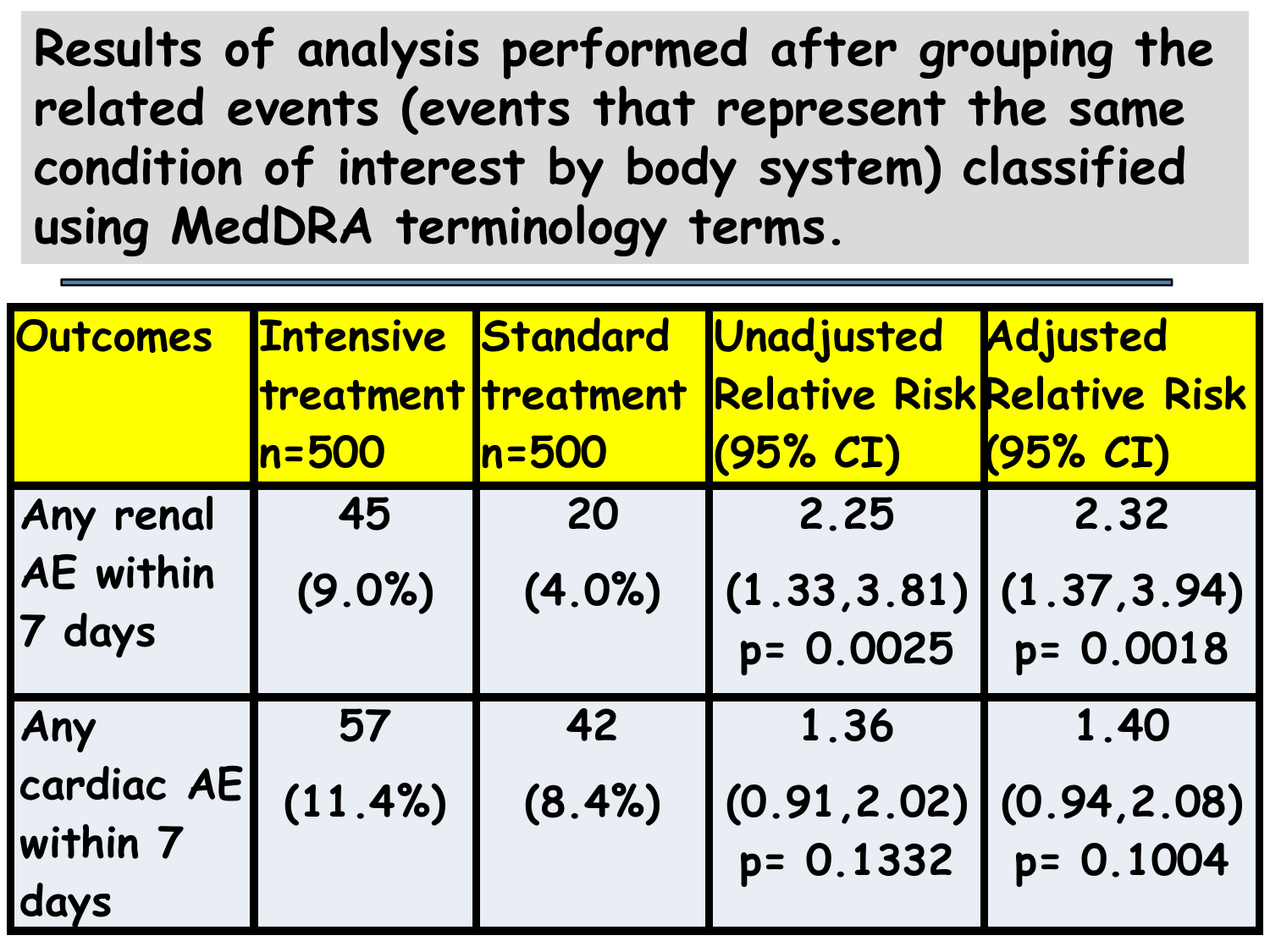**Results of analysis performed after grouping the related events (events that represent the same condition of interest by body system) classified using MedDRA terminology terms.**

| Outcomes | Intensive treatment n=500 | Standard treatment n=500 | Unadjusted Relative Risk (95% CI) | Adjusted Relative Risk (95% CI) |
|---|---|---|---|---|
| Any renal AE within 7 days | 45 (9.0%) | 20 (4.0%) | 2.25 (1.33,3.81) p= 0.0025 | 2.32 (1.37,3.94) p= 0.0018 |
| Any cardiac AE within 7 days | 57 (11.4%) | 42 (8.4%) | 1.36 (0.91,2.02) p= 0.1332 | 1.40 (0.94,2.08) p= 0.1004 |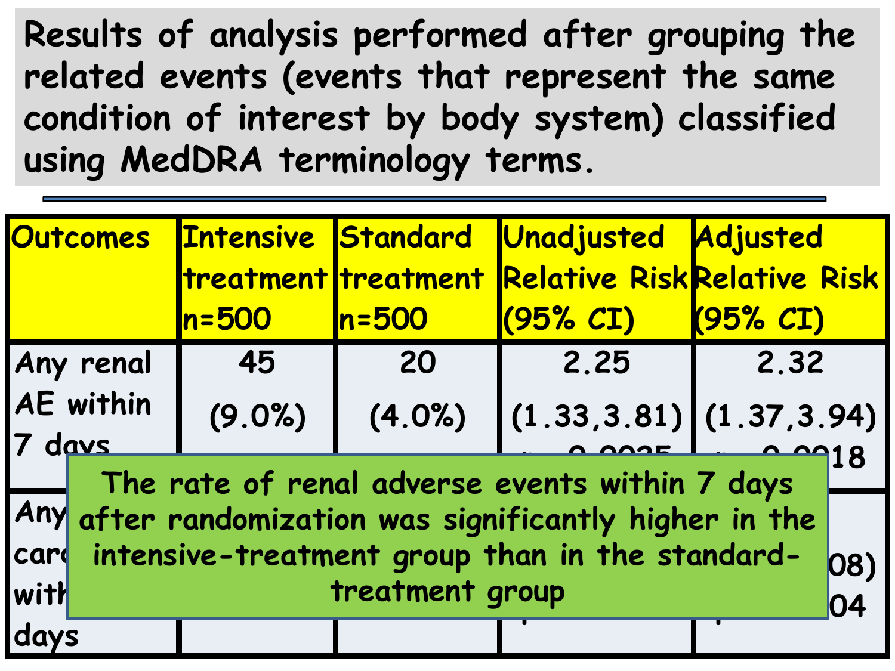Results of analysis performed after grouping the related events (events that represent the same condition of interest by body system) classified using MedDRA terminology terms.

| Outcomes | Intensive treatment n=500 | Standard treatment n=500 | Unadjusted Relative Risk (95% CI) | Adjusted Relative Risk (95% CI) |
|---|---|---|---|---|
| Any renal AE within 7 days | 45 (9.0%) | 20 (4.0%) | 2.25 (1.33,3.81) p=0.0025 | 2.32 (1.37,3.94) p=0.0018 |
| Any card... with... days | | | | ...08) ...04 |

The rate of renal adverse events within 7 days after randomization was significantly higher in the intensive-treatment group than in the standard-treatment group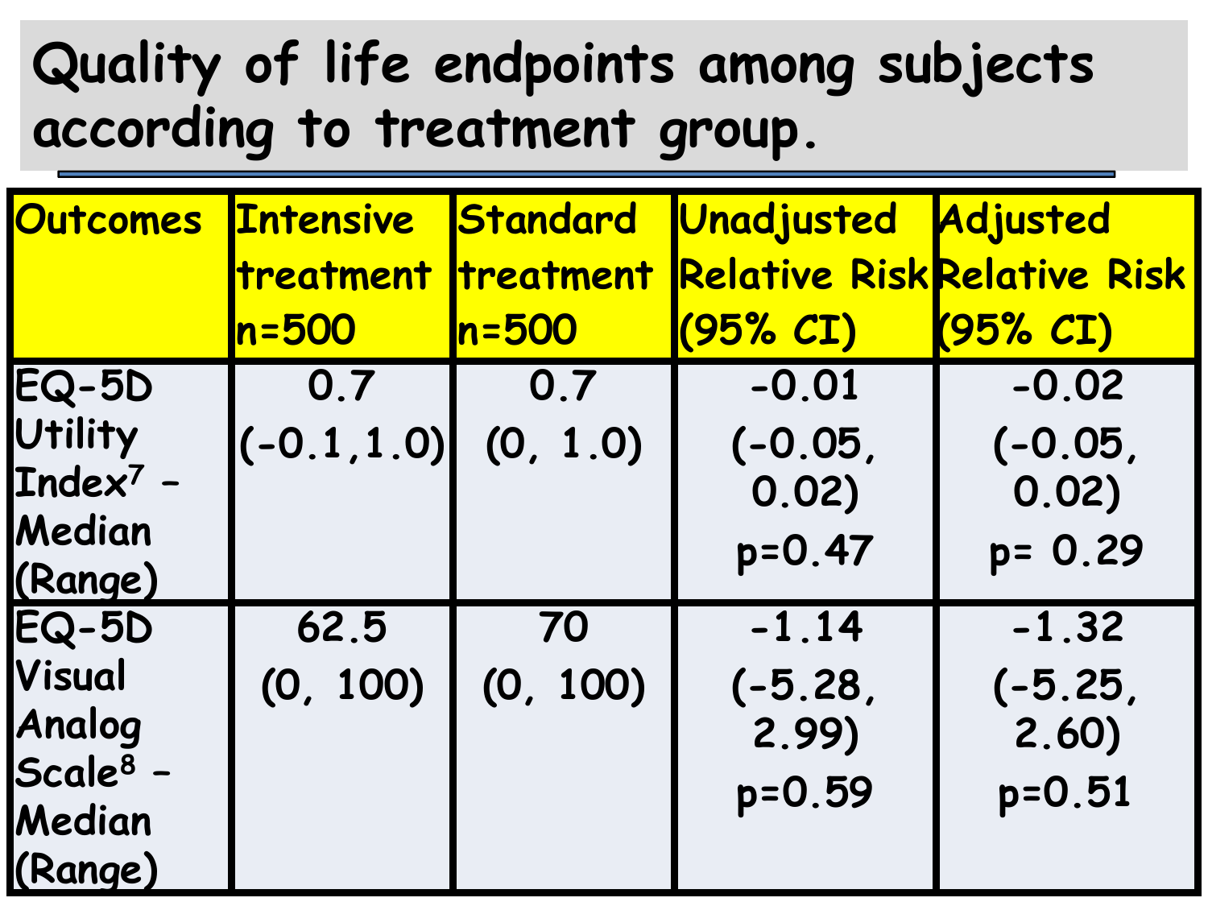# Quality of life endpoints among subjects according to treatment group.

| Outcomes | Intensive treatment n=500 | Standard treatment n=500 | Unadjusted Relative Risk (95% CI) | Adjusted Relative Risk (95% CI) |
|---|---|---|---|---|
| EQ-5D Utility Index[7] – Median (Range) | 0.7 (-0.1,1.0) | 0.7 (0, 1.0) | -0.01 (-0.05, 0.02) p=0.47 | -0.02 (-0.05, 0.02) p= 0.29 |
| EQ-5D Visual Analog Scale[8] – Median (Range) | 62.5 (0, 100) | 70 (0, 100) | -1.14 (-5.28, 2.99) p=0.59 | -1.32 (-5.25, 2.60) p=0.51 |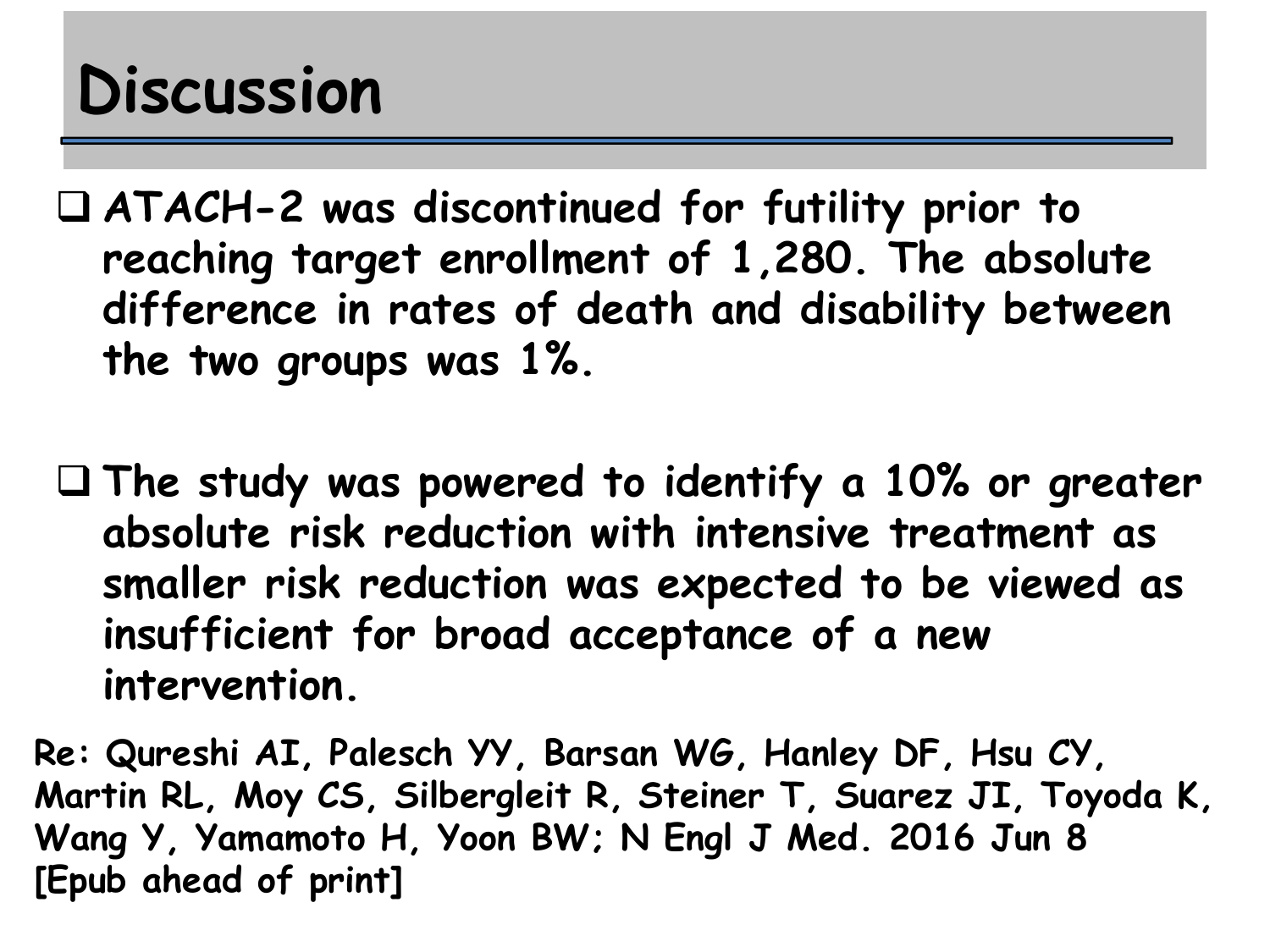# Discussion

- ATACH-2 was discontinued for futility prior to reaching target enrollment of 1,280. The absolute difference in rates of death and disability between the two groups was 1%.

- The study was powered to identify a 10% or greater absolute risk reduction with intensive treatment as smaller risk reduction was expected to be viewed as insufficient for broad acceptance of a new intervention.

Re: Qureshi AI, Palesch YY, Barsan WG, Hanley DF, Hsu CY, Martin RL, Moy CS, Silbergleit R, Steiner T, Suarez JI, Toyoda K, Wang Y, Yamamoto H, Yoon BW; N Engl J Med. 2016 Jun 8 [Epub ahead of print]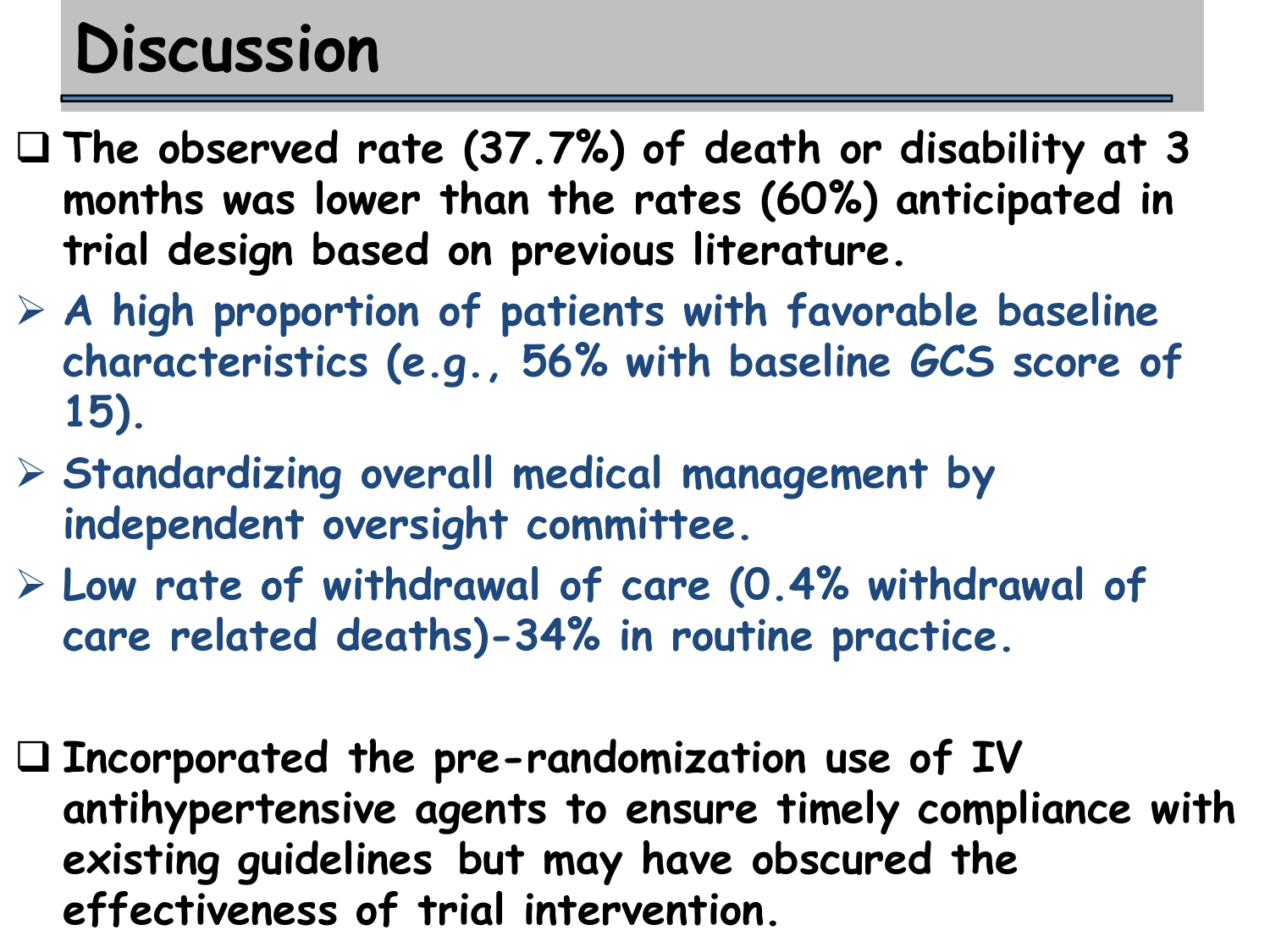# Discussion

- The observed rate (37.7%) of death or disability at 3 months was lower than the rates (60%) anticipated in trial design based on previous literature.
  - A high proportion of patients with favorable baseline characteristics (e.g., 56% with baseline GCS score of 15).
  - Standardizing overall medical management by independent oversight committee.
  - Low rate of withdrawal of care (0.4% withdrawal of care related deaths)-34% in routine practice.

- Incorporated the pre-randomization use of IV antihypertensive agents to ensure timely compliance with existing guidelines but may have obscured the effectiveness of trial intervention.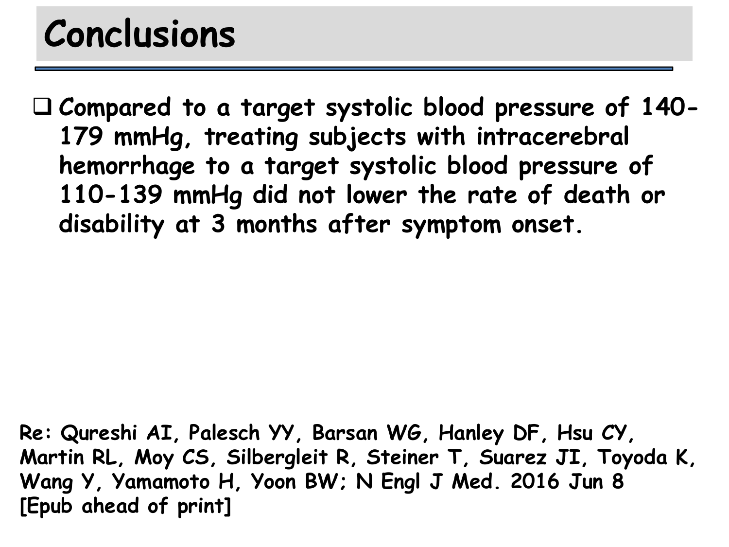# Conclusions

- Compared to a target systolic blood pressure of 140-179 mmHg, treating subjects with intracerebral hemorrhage to a target systolic blood pressure of 110-139 mmHg did not lower the rate of death or disability at 3 months after symptom onset.

**Re: Qureshi AI, Palesch YY, Barsan WG, Hanley DF, Hsu CY, Martin RL, Moy CS, Silbergleit R, Steiner T, Suarez JI, Toyoda K, Wang Y, Yamamoto H, Yoon BW; N Engl J Med. 2016 Jun 8 [Epub ahead of print]**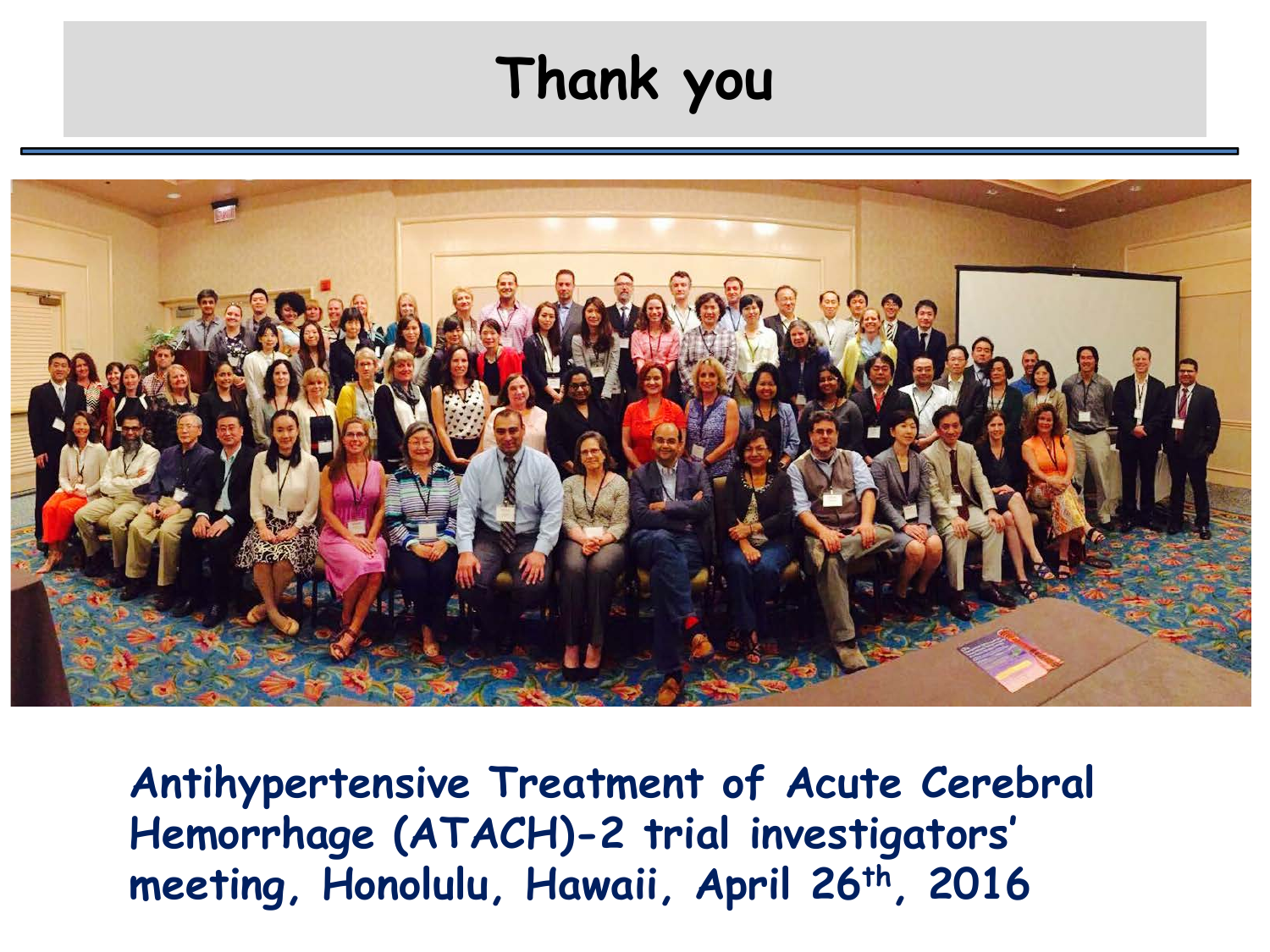# Thank you

Antihypertensive Treatment of Acute Cerebral Hemorrhage (ATACH)-2 trial investigators' meeting, Honolulu, Hawaii, April 26th, 2016